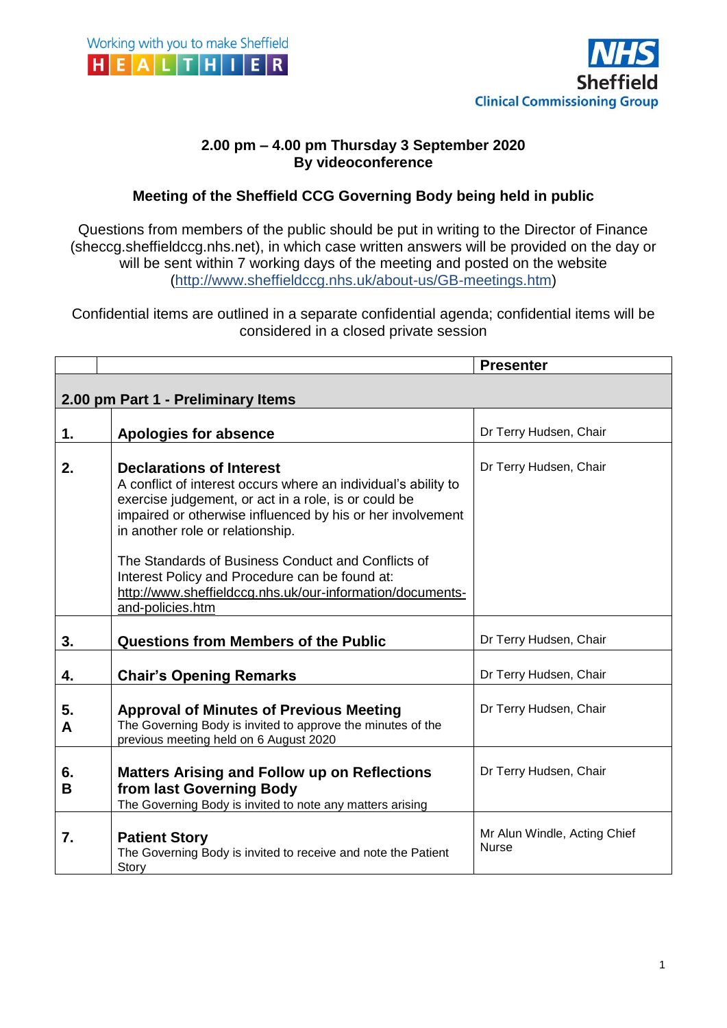Working with you to make Sheffield HEALTHIER

NHS Sheffield Clinical Commissioning Group

**2.00 pm – 4.00 pm Thursday 3 September 2020**
**By videoconference**

**Meeting of the Sheffield CCG Governing Body being held in public**

Questions from members of the public should be put in writing to the Director of Finance (sheccg.sheffieldccg.nhs.net), in which case written answers will be provided on the day or will be sent within 7 working days of the meeting and posted on the website (http://www.sheffieldccg.nhs.uk/about-us/GB-meetings.htm)

Confidential items are outlined in a separate confidential agenda; confidential items will be considered in a closed private session

| | | **Presenter** |
|---|---|---|
| **2.00 pm Part 1 - Preliminary Items** | | |
| **1.** | **Apologies for absence** | Dr Terry Hudson, Chair |
| **2.** | **Declarations of Interest**<br>A conflict of interest occurs where an individual's ability to exercise judgement, or act in a role, is or could be impaired or otherwise influenced by his or her involvement in another role or relationship.<br><br>The Standards of Business Conduct and Conflicts of Interest Policy and Procedure can be found at: http://www.sheffieldccg.nhs.uk/our-information/documents-and-policies.htm | Dr Terry Hudson, Chair |
| **3.** | **Questions from Members of the Public** | Dr Terry Hudson, Chair |
| **4.** | **Chair's Opening Remarks** | Dr Terry Hudson, Chair |
| **5. A** | **Approval of Minutes of Previous Meeting**<br>The Governing Body is invited to approve the minutes of the previous meeting held on 6 August 2020 | Dr Terry Hudson, Chair |
| **6. B** | **Matters Arising and Follow up on Reflections from last Governing Body**<br>The Governing Body is invited to note any matters arising | Dr Terry Hudson, Chair |
| **7.** | **Patient Story**<br>The Governing Body is invited to receive and note the Patient Story | Mr Alun Windle, Acting Chief Nurse |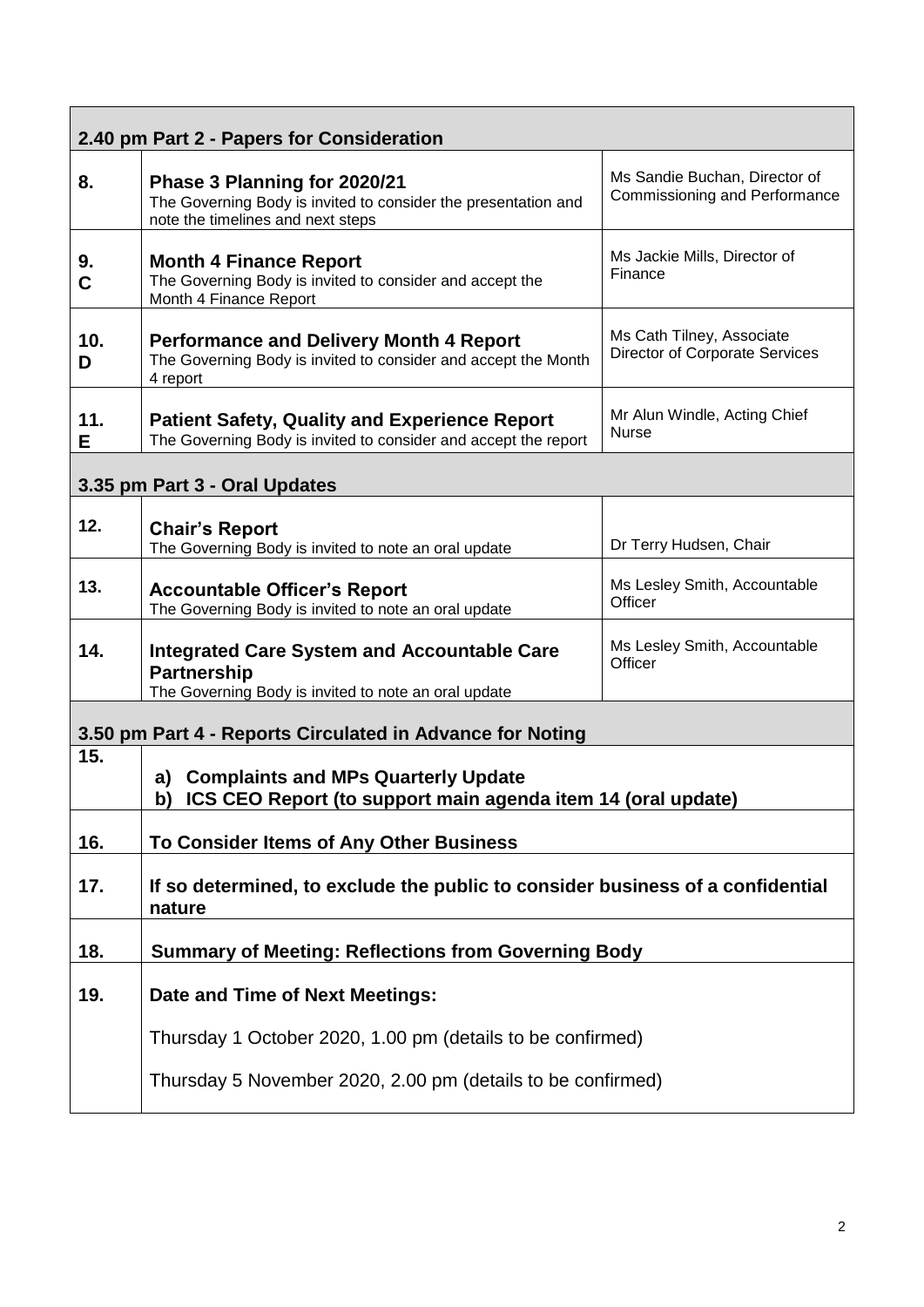| | | |
|---|---|---|
| **2.40 pm Part 2 - Papers for Consideration** | | |
| **8.** | **Phase 3 Planning for 2020/21**<br>The Governing Body is invited to consider the presentation and note the timelines and next steps | Ms Sandie Buchan, Director of Commissioning and Performance |
| **9. C** | **Month 4 Finance Report**<br>The Governing Body is invited to consider and accept the Month 4 Finance Report | Ms Jackie Mills, Director of Finance |
| **10. D** | **Performance and Delivery Month 4 Report**<br>The Governing Body is invited to consider and accept the Month 4 report | Ms Cath Tilney, Associate Director of Corporate Services |
| **11. E** | **Patient Safety, Quality and Experience Report**<br>The Governing Body is invited to consider and accept the report | Mr Alun Windle, Acting Chief Nurse |
| **3.35 pm Part 3 - Oral Updates** | | |
| **12.** | **Chair's Report**<br>The Governing Body is invited to note an oral update | Dr Terry Hudsen, Chair |
| **13.** | **Accountable Officer's Report**<br>The Governing Body is invited to note an oral update | Ms Lesley Smith, Accountable Officer |
| **14.** | **Integrated Care System and Accountable Care Partnership**<br>The Governing Body is invited to note an oral update | Ms Lesley Smith, Accountable Officer |
| **3.50 pm Part 4 - Reports Circulated in Advance for Noting** | | |
| **15.** | **a) Complaints and MPs Quarterly Update**<br>**b) ICS CEO Report (to support main agenda item 14 (oral update)** | |
| **16.** | **To Consider Items of Any Other Business** | |
| **17.** | **If so determined, to exclude the public to consider business of a confidential nature** | |
| **18.** | **Summary of Meeting: Reflections from Governing Body** | |
| **19.** | **Date and Time of Next Meetings:**<br><br>Thursday 1 October 2020, 1.00 pm (details to be confirmed)<br><br>Thursday 5 November 2020, 2.00 pm (details to be confirmed) | |